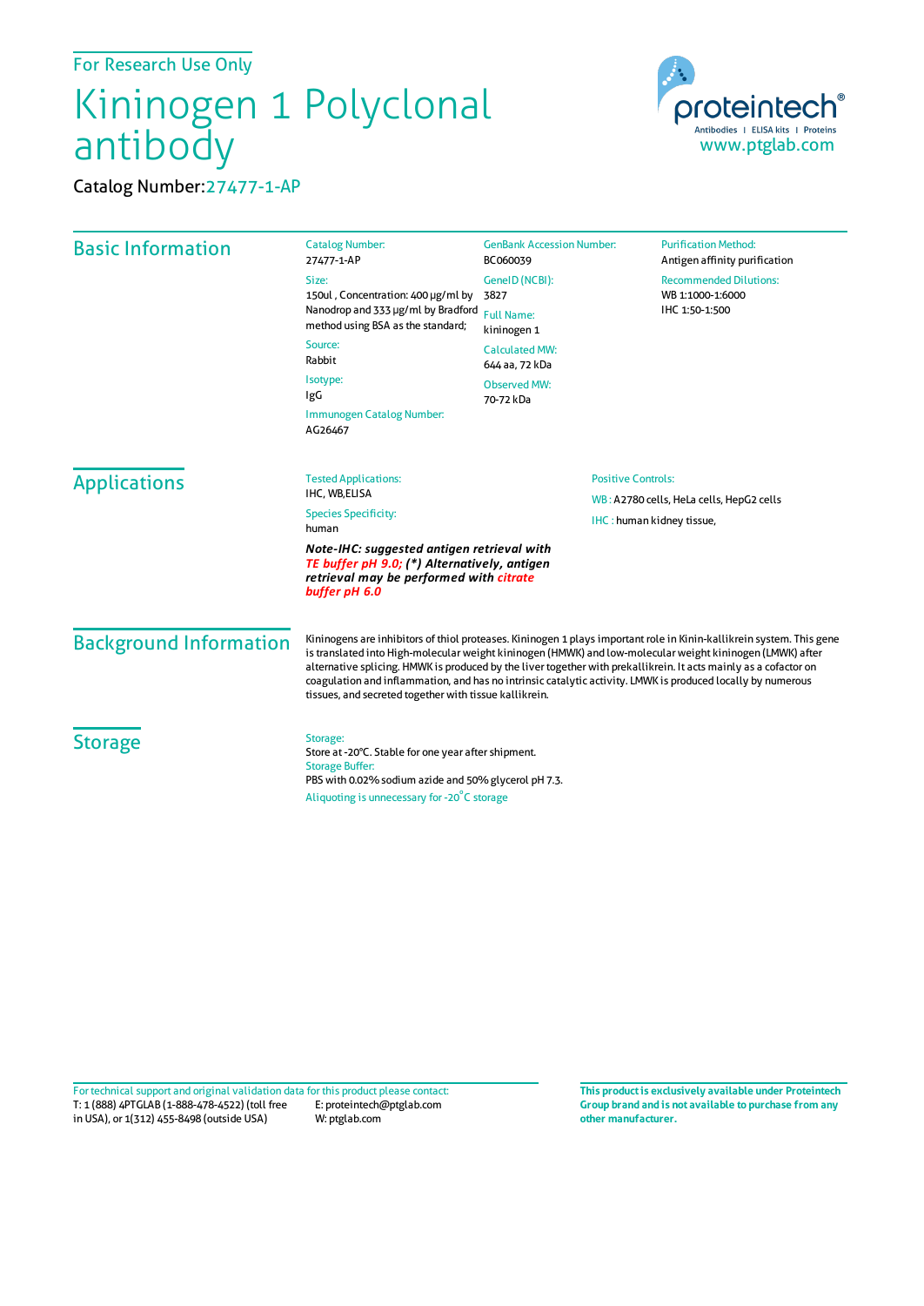For Research Use Only

# Kininogen 1 Polyclonal antibody

Catalog Number: 27477-1-AP

proteintech®
Antibodies | ELISA kits | Proteins
www.ptglab.com

## Basic Information

**Catalog Number:**
27477-1-AP

**Size:**
150ul , Concentration: 400 μg/ml by Nanodrop and 333 μg/ml by Bradford method using BSA as the standard;

**Source:**
Rabbit

**Isotype:**
IgG

**Immunogen Catalog Number:**
AG26467

**GenBank Accession Number:**
BC060039

**GeneID (NCBI):**
3827

**Full Name:**
kininogen 1

**Calculated MW:**
644 aa, 72 kDa

**Observed MW:**
70-72 kDa

**Purification Method:**
Antigen affinity purification

**Recommended Dilutions:**
WB 1:1000-1:6000
IHC 1:50-1:500

## Applications

**Tested Applications:**
IHC, WB,ELISA

**Species Specificity:**
human

***Note-IHC: suggested antigen retrieval with TE buffer pH 9.0; (*) Alternatively, antigen retrieval may be performed with citrate buffer pH 6.0***

**Positive Controls:**

WB : A2780 cells, HeLa cells, HepG2 cells

IHC : human kidney tissue,

## Background Information

Kininogens are inhibitors of thiol proteases. Kininogen 1 plays important role in Kinin-kallikrein system. This gene is translated into High-molecular weight kininogen (HMWK) and low-molecular weight kininogen (LMWK) after alternative splicing. HMWK is produced by the liver together with prekallikrein. It acts mainly as a cofactor on coagulation and inflammation, and has no intrinsic catalytic activity. LMWK is produced locally by numerous tissues, and secreted together with tissue kallikrein.

## Storage

**Storage:**
Store at -20°C. Stable for one year after shipment.

**Storage Buffer:**
PBS with 0.02% sodium azide and 50% glycerol pH 7.3.

Aliquoting is unnecessary for -20°C storage

For technical support and original validation data for this product please contact:
T: 1 (888) 4PTGLAB (1-888-478-4522) (toll free in USA), or 1(312) 455-8498 (outside USA)
E: proteintech@ptglab.com
W: ptglab.com

**This product is exclusively available under Proteintech Group brand and is not available to purchase from any other manufacturer.**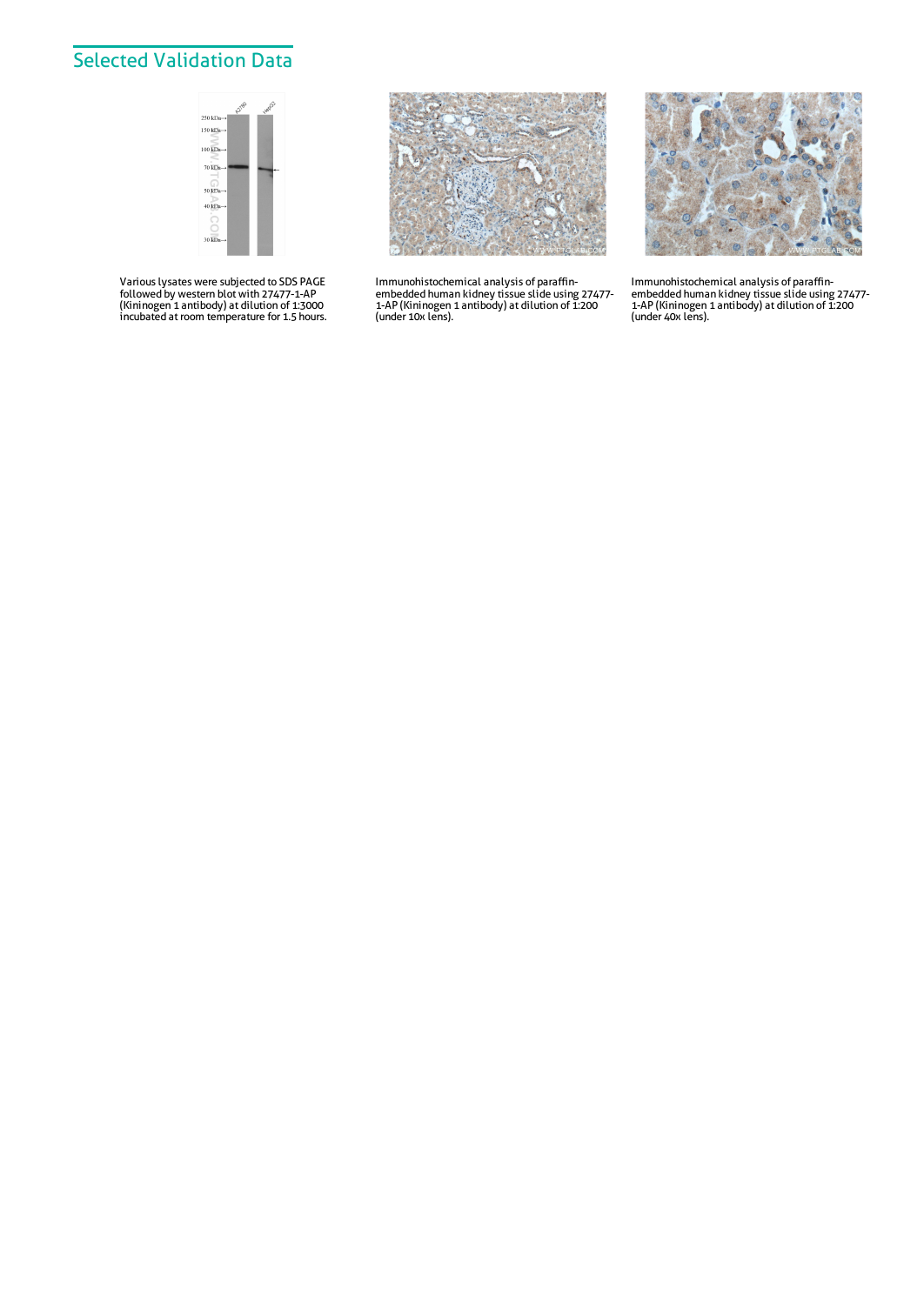## Selected Validation Data

250 kDa→
150 kDa→
100 kDa→
70 kDa→
50 kDa→
40 kDa→
30 kDa→
A2780
HepG2

Various lysates were subjected to SDS PAGE followed by western blot with 27477-1-AP (Kininogen 1 antibody) at dilution of 1:3000 incubated at room temperature for 1.5 hours.

Immunohistochemical analysis of paraffin-embedded human kidney tissue slide using 27477-1-AP (Kininogen 1 antibody) at dilution of 1:200 (under 10x lens).

Immunohistochemical analysis of paraffin-embedded human kidney tissue slide using 27477-1-AP (Kininogen 1 antibody) at dilution of 1:200 (under 40x lens).